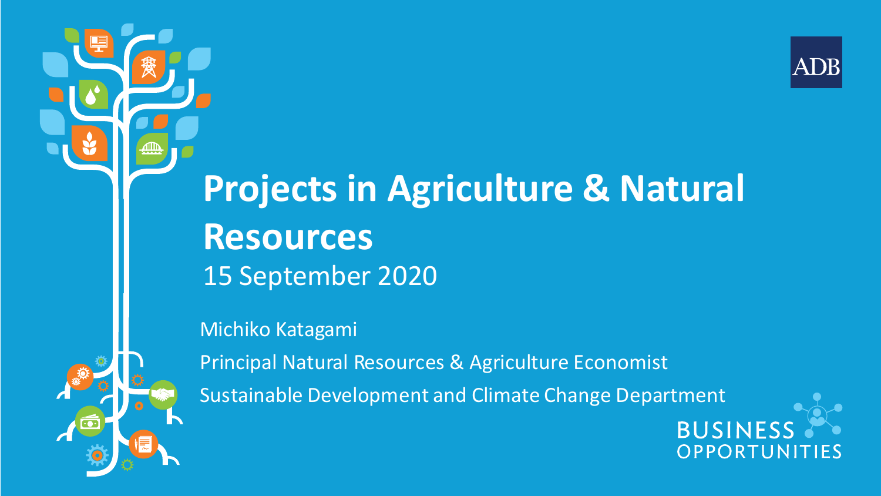ADB

# Projects in Agriculture & Natural Resources

15 September 2020

Michiko Katagami

Principal Natural Resources & Agriculture Economist

Sustainable Development and Climate Change Department

BUSINESS OPPORTUNITIES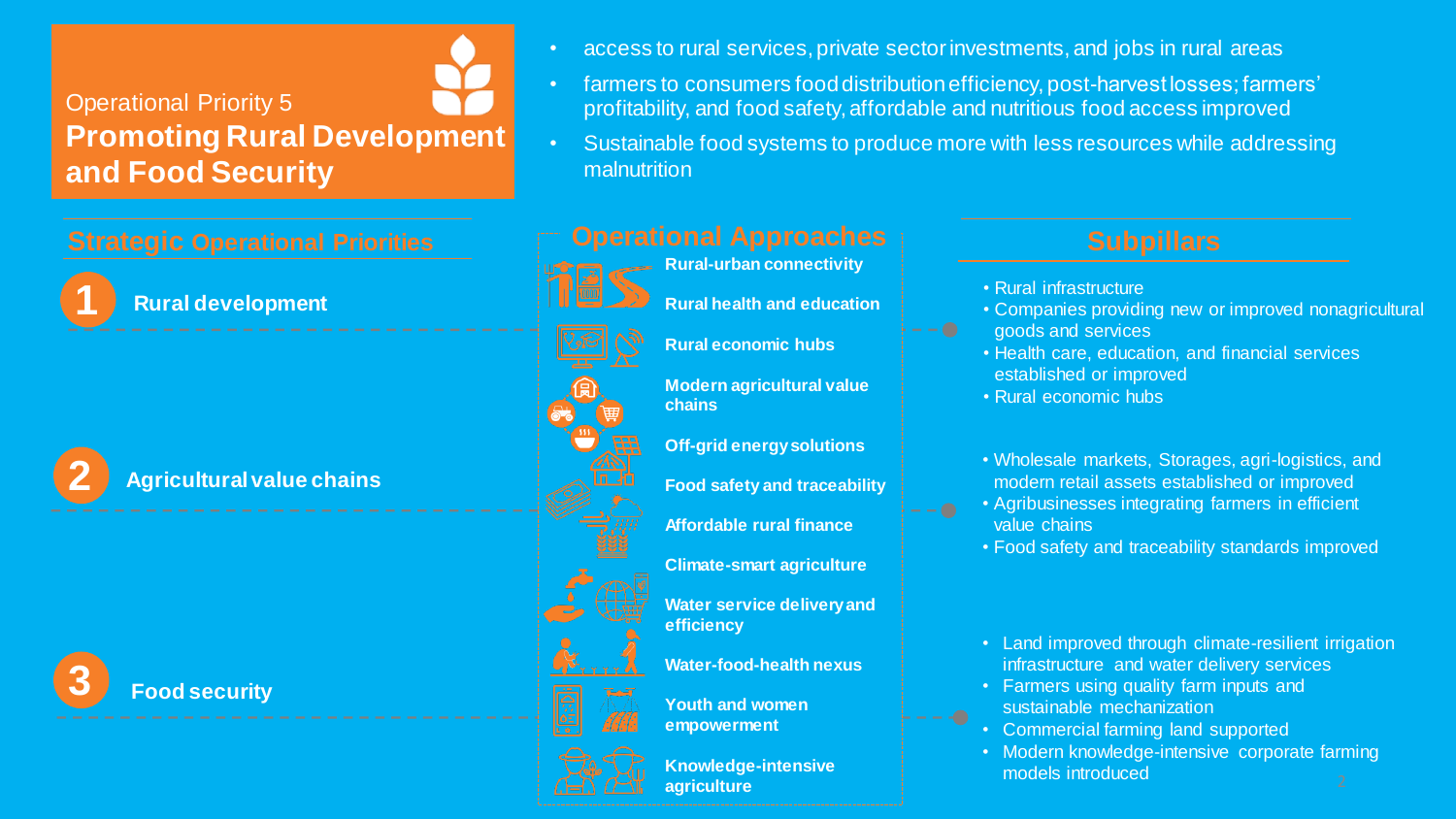Operational Priority 5

# Promoting Rural Development and Food Security

- access to rural services, private sector investments, and jobs in rural areas
- farmers to consumers food distribution efficiency, post-harvest losses; farmers' profitability, and food safety, affordable and nutritious food access improved
- Sustainable food systems to produce more with less resources while addressing malnutrition

## Strategic Operational Priorities

1. **Rural development**
2. **Agricultural value chains**
3. **Food security**

## Operational Approaches

- **Rural-urban connectivity**
- **Rural health and education**
- **Rural economic hubs**
- **Modern agricultural value chains**
- **Off-grid energy solutions**
- **Food safety and traceability**
- **Affordable rural finance**
- **Climate-smart agriculture**
- **Water service delivery and efficiency**
- **Water-food-health nexus**
- **Youth and women empowerment**
- **Knowledge-intensive agriculture**

## Subpillars

**1. Rural development**

- Rural infrastructure
- Companies providing new or improved nonagricultural goods and services
- Health care, education, and financial services established or improved
- Rural economic hubs

**2. Agricultural value chains**

- Wholesale markets, Storages, agri-logistics, and modern retail assets established or improved
- Agribusinesses integrating farmers in efficient value chains
- Food safety and traceability standards improved

**3. Food security**

- Land improved through climate-resilient irrigation infrastructure and water delivery services
- Farmers using quality farm inputs and sustainable mechanization
- Commercial farming land supported
- Modern knowledge-intensive corporate farming models introduced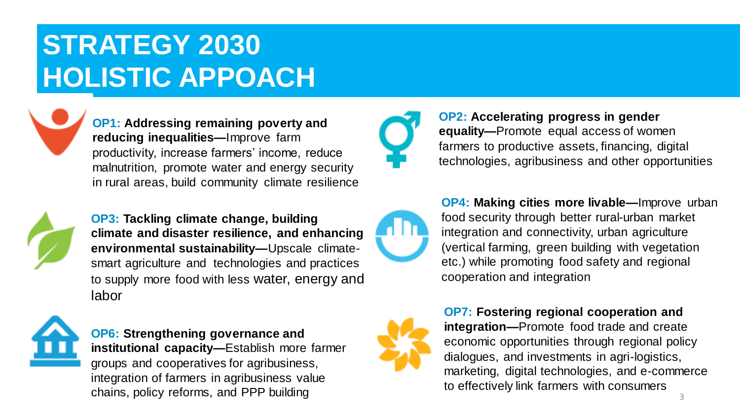# STRATEGY 2030 HOLISTIC APPOACH

**OP1: Addressing remaining poverty and reducing inequalities—**Improve farm productivity, increase farmers' income, reduce malnutrition, promote water and energy security in rural areas, build community climate resilience

**OP2: Accelerating progress in gender equality—**Promote equal access of women farmers to productive assets, financing, digital technologies, agribusiness and other opportunities

**OP3: Tackling climate change, building climate and disaster resilience, and enhancing environmental sustainability—**Upscale climate-smart agriculture and technologies and practices to supply more food with less water, energy and labor

**OP4: Making cities more livable—**Improve urban food security through better rural-urban market integration and connectivity, urban agriculture (vertical farming, green building with vegetation etc.) while promoting food safety and regional cooperation and integration

**OP6: Strengthening governance and institutional capacity—**Establish more farmer groups and cooperatives for agribusiness, integration of farmers in agribusiness value chains, policy reforms, and PPP building

**OP7: Fostering regional cooperation and integration—**Promote food trade and create economic opportunities through regional policy dialogues, and investments in agri-logistics, marketing, digital technologies, and e-commerce to effectively link farmers with consumers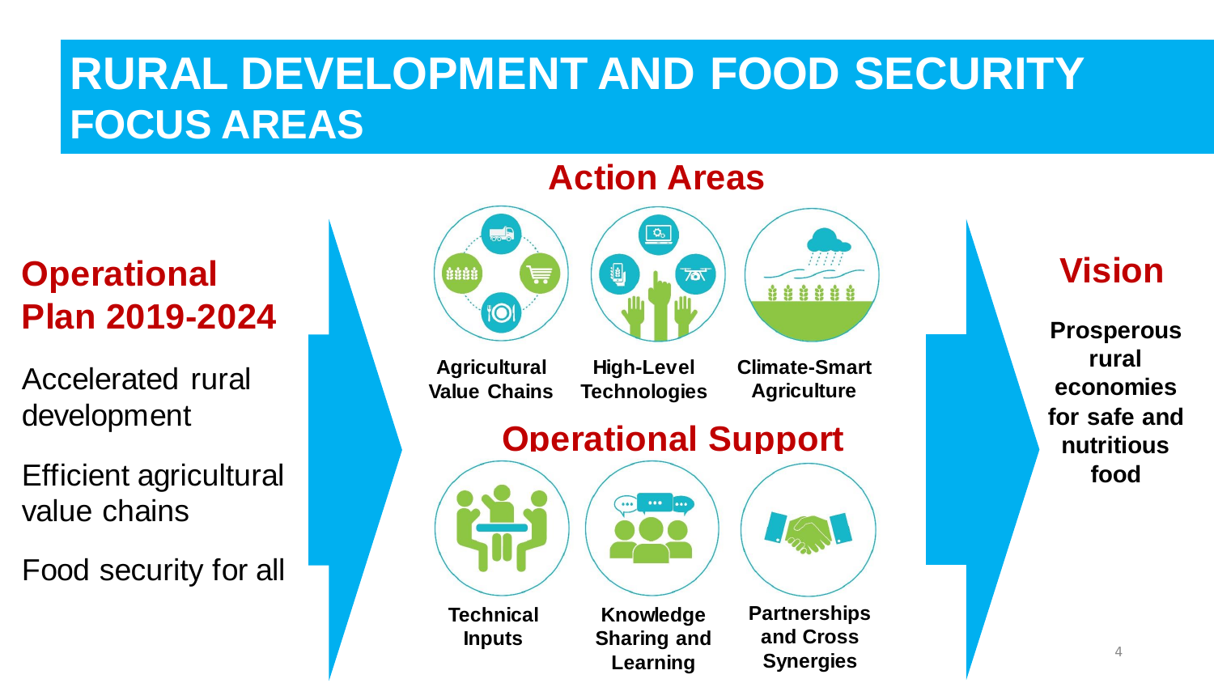# RURAL DEVELOPMENT AND FOOD SECURITY FOCUS AREAS

## Operational Plan 2019-2024

Accelerated rural development

Efficient agricultural value chains

Food security for all

## Action Areas

- Agricultural Value Chains
- High-Level Technologies
- Climate-Smart Agriculture

## Operational Support

- Technical Inputs
- Knowledge Sharing and Learning
- Partnerships and Cross Synergies

## Vision

**Prosperous rural economies for safe and nutritious food**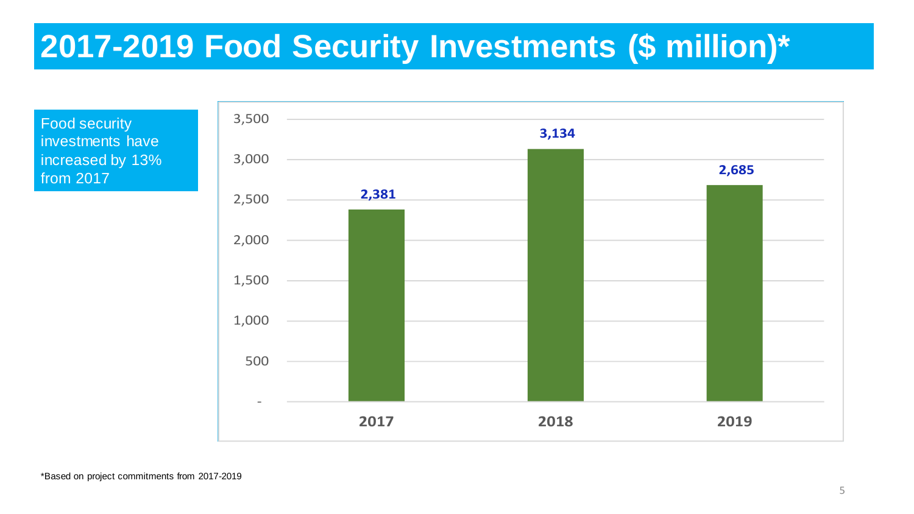# 2017-2019 Food Security Investments ($ million)*

Food security investments have increased by 13% from 2017

| Year | Investment ($ million) |
|---|---|
| 2017 | 2,381 |
| 2018 | 3,134 |
| 2019 | 2,685 |

*Based on project commitments from 2017-2019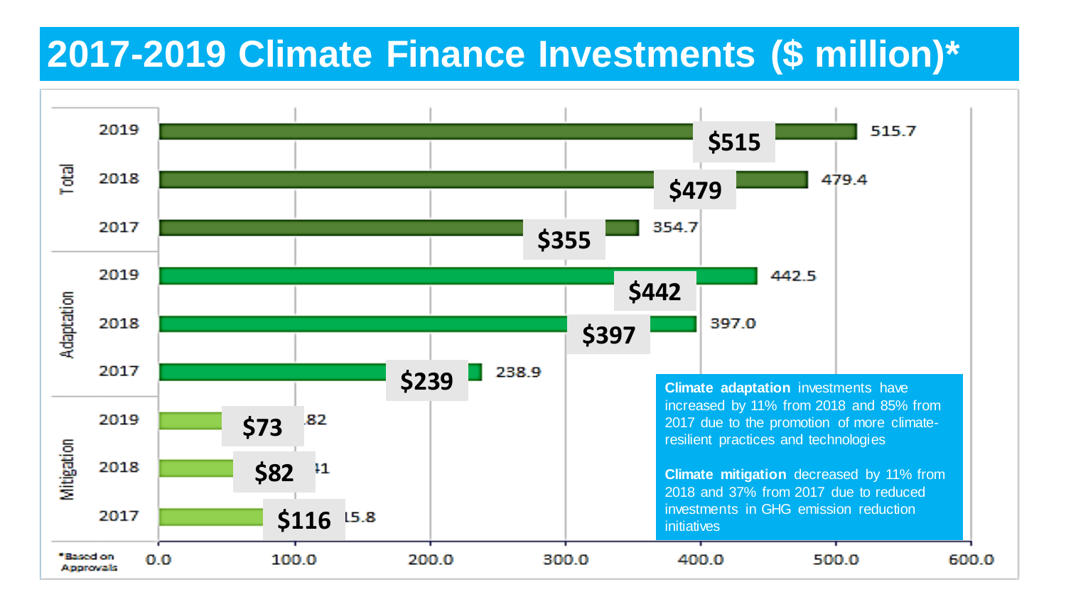# 2017-2019 Climate Finance Investments ($ million)*

| Category | Year | Value | Label |
|---|---|---|---|
| Total | 2019 | 515.7 | $515 |
| Total | 2018 | 479.4 | $479 |
| Total | 2017 | 354.7 | $355 |
| Adaptation | 2019 | 442.5 | $442 |
| Adaptation | 2018 | 397.0 | $397 |
| Adaptation | 2017 | 238.9 | $239 |
| Mitigation | 2019 | .82 | $73 |
| Mitigation | 2018 | 41 | $82 |
| Mitigation | 2017 | 15.8 | $116 |

0.0 100.0 200.0 300.0 400.0 500.0 600.0

*Based on Approvals

**Climate adaptation** investments have increased by 11% from 2018 and 85% from 2017 due to the promotion of more climate-resilient practices and technologies

**Climate mitigation** decreased by 11% from 2018 and 37% from 2017 due to reduced investments in GHG emission reduction initiatives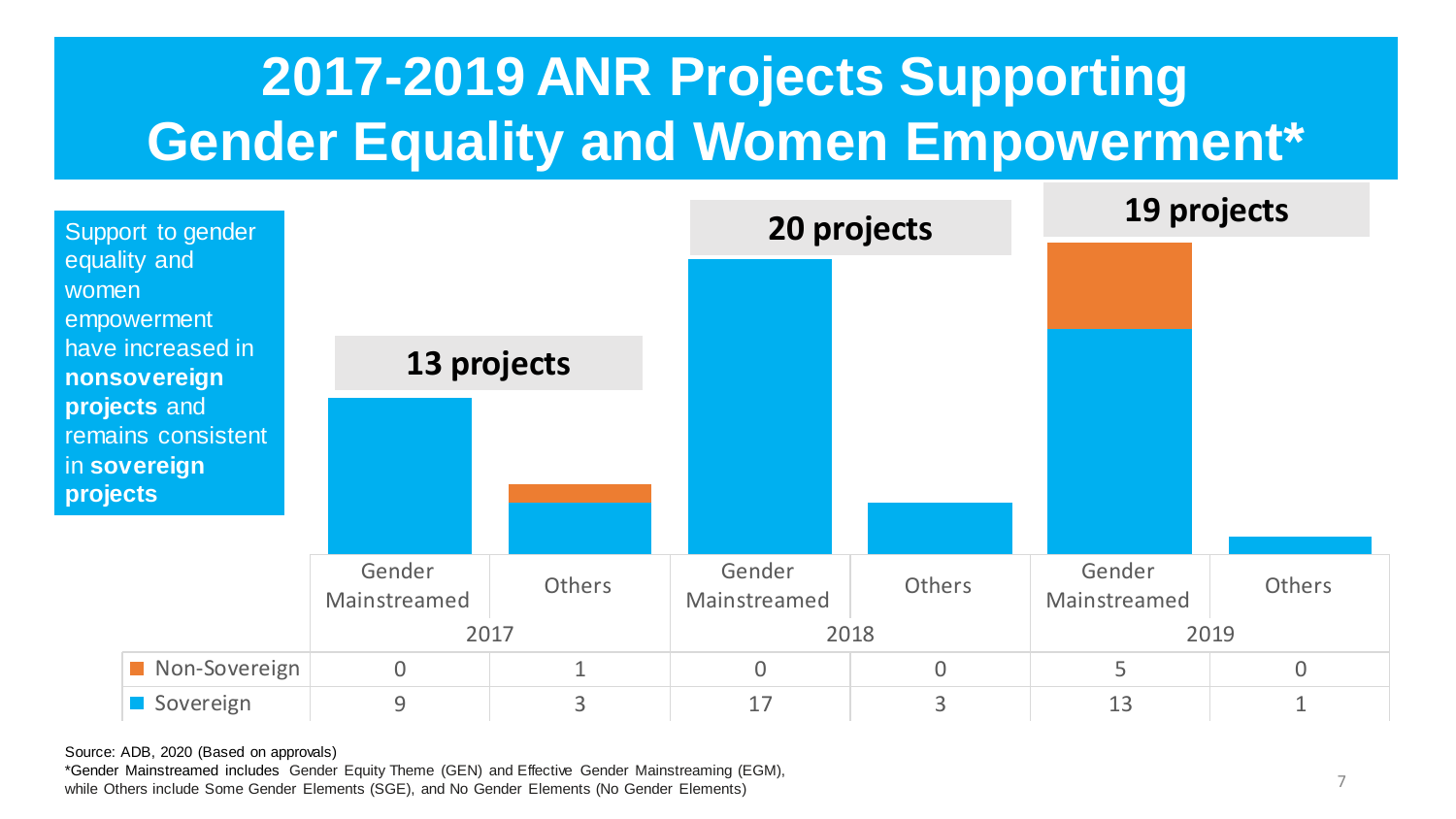# 2017-2019 ANR Projects Supporting Gender Equality and Women Empowerment*

Support to gender equality and women empowerment have increased in **nonsovereign projects** and remains consistent in **sovereign projects**

**13 projects** (2017) | **20 projects** (2018) | **19 projects** (2019)

| | 2017 | | 2018 | | 2019 | |
|---|---|---|---|---|---|---|
| | Gender Mainstreamed | Others | Gender Mainstreamed | Others | Gender Mainstreamed | Others |
| Non-Sovereign | 0 | 1 | 0 | 0 | 5 | 0 |
| Sovereign | 9 | 3 | 17 | 3 | 13 | 1 |

Source: ADB, 2020 (Based on approvals)

*Gender Mainstreamed includes Gender Equity Theme (GEN) and Effective Gender Mainstreaming (EGM), while Others include Some Gender Elements (SGE), and No Gender Elements (No Gender Elements)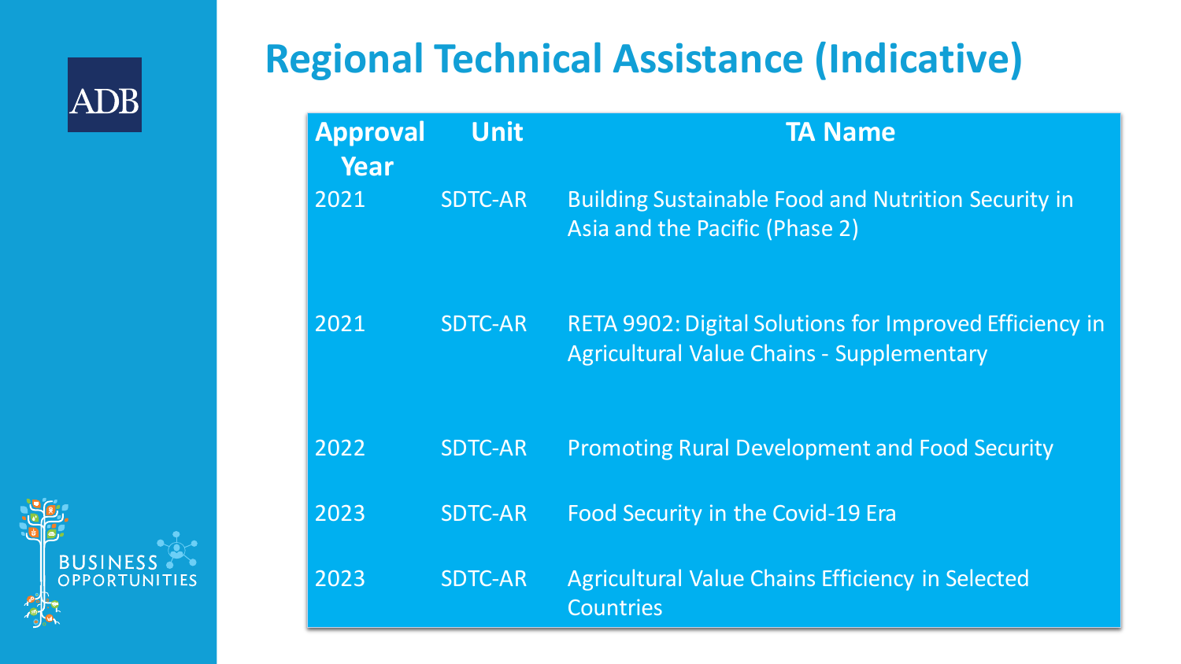# Regional Technical Assistance (Indicative)

| Approval Year | Unit | TA Name |
|---|---|---|
| 2021 | SDTC-AR | Building Sustainable Food and Nutrition Security in Asia and the Pacific (Phase 2) |
| 2021 | SDTC-AR | RETA 9902: Digital Solutions for Improved Efficiency in Agricultural Value Chains - Supplementary |
| 2022 | SDTC-AR | Promoting Rural Development and Food Security |
| 2023 | SDTC-AR | Food Security in the Covid-19 Era |
| 2023 | SDTC-AR | Agricultural Value Chains Efficiency in Selected Countries |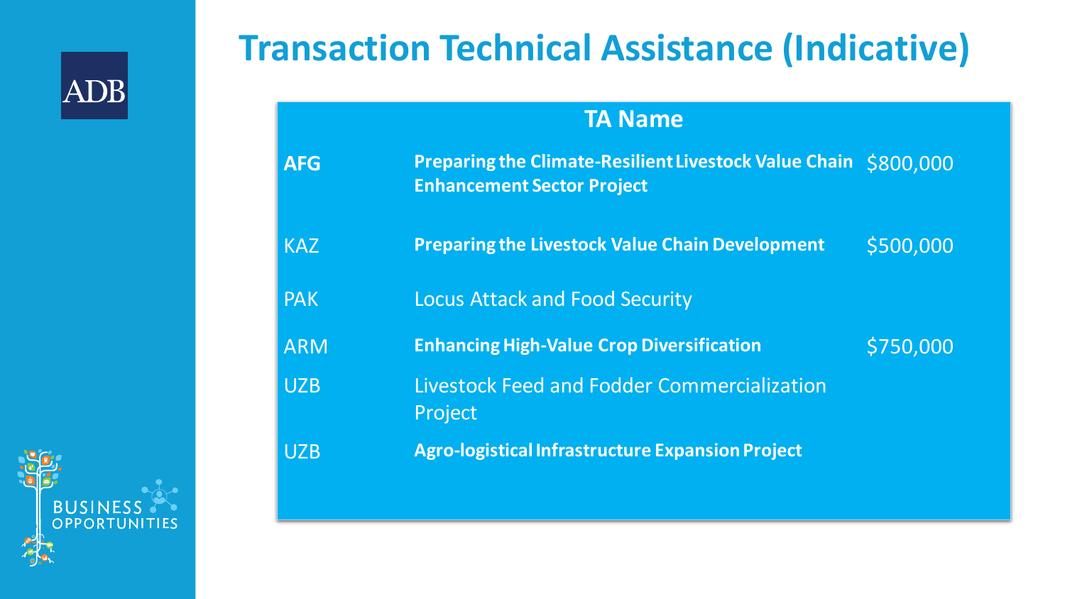# Transaction Technical Assistance (Indicative)

| | TA Name | |
|---|---|---|
| **AFG** | **Preparing the Climate-Resilient Livestock Value Chain Enhancement Sector Project** | $800,000 |
| KAZ | **Preparing the Livestock Value Chain Development** | $500,000 |
| PAK | Locus Attack and Food Security | |
| ARM | **Enhancing High-Value Crop Diversification** | $750,000 |
| UZB | Livestock Feed and Fodder Commercialization Project | |
| UZB | **Agro-logistical Infrastructure Expansion Project** | |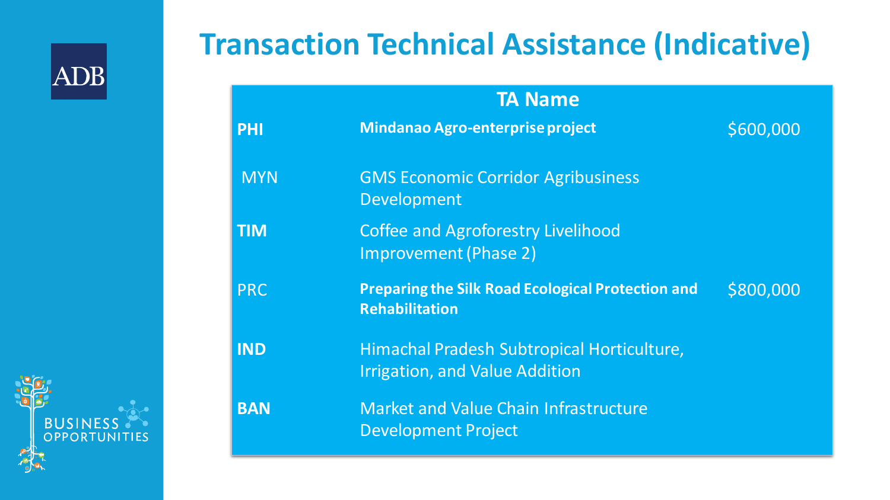# Transaction Technical Assistance (Indicative)

| | TA Name | |
|---|---|---|
| **PHI** | **Mindanao Agro-enterprise project** | $600,000 |
| MYN | GMS Economic Corridor Agribusiness Development | |
| **TIM** | Coffee and Agroforestry Livelihood Improvement (Phase 2) | |
| PRC | **Preparing the Silk Road Ecological Protection and Rehabilitation** | $800,000 |
| **IND** | Himachal Pradesh Subtropical Horticulture, Irrigation, and Value Addition | |
| **BAN** | Market and Value Chain Infrastructure Development Project | |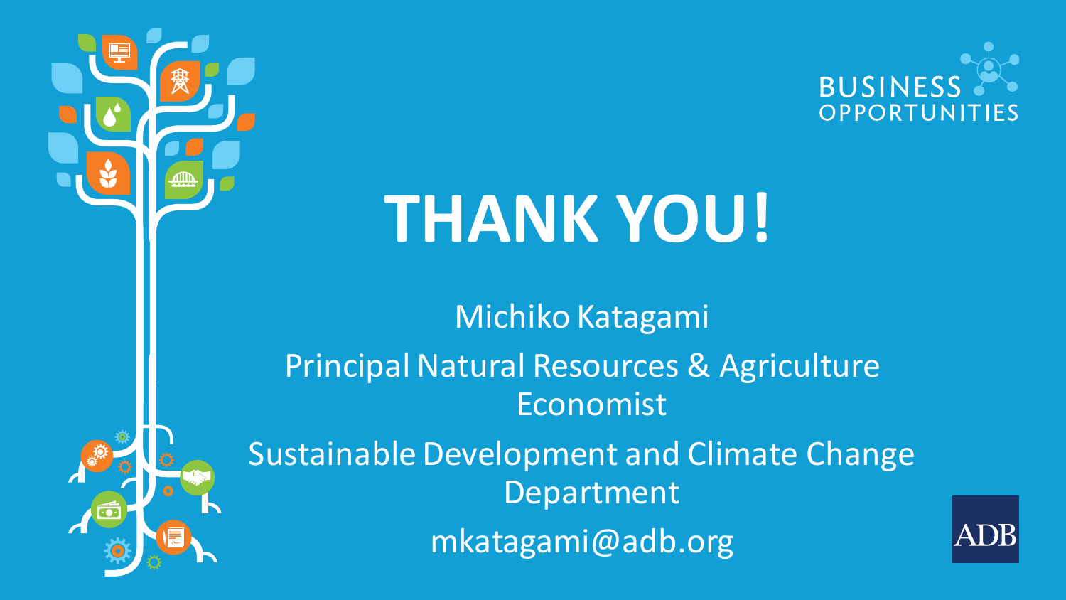BUSINESS OPPORTUNITIES

# THANK YOU!

Michiko Katagami

Principal Natural Resources & Agriculture Economist

Sustainable Development and Climate Change Department

mkatagami@adb.org

ADB